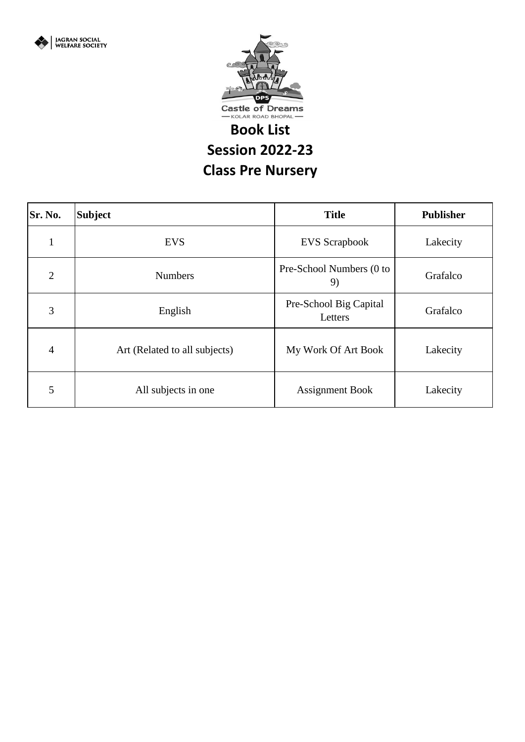JAGRAN SOCIAL WELFARE SOCIETY

DPS Castle of Dreams
KOLAR ROAD BHOPAL

# Book List
# Session 2022-23
# Class Pre Nursery

| Sr. No. | Subject | Title | Publisher |
|---|---|---|---|
| 1 | EVS | EVS Scrapbook | Lakecity |
| 2 | Numbers | Pre-School Numbers (0 to 9) | Grafalco |
| 3 | English | Pre-School Big Capital Letters | Grafalco |
| 4 | Art (Related to all subjects) | My Work Of Art Book | Lakecity |
| 5 | All subjects in one | Assignment Book | Lakecity |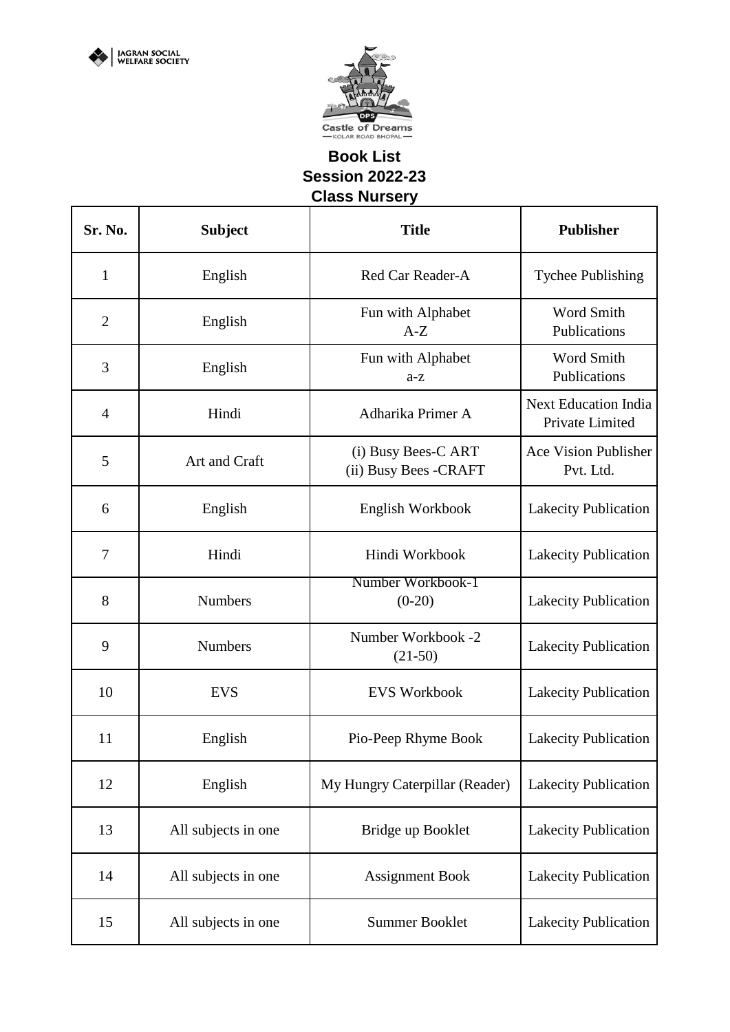JAGRAN SOCIAL WELFARE SOCIETY

Castle of Dreams
— KOLAR ROAD BHOPAL —

# Book List
## Session 2022-23
## Class Nursery

| Sr. No. | Subject | Title | Publisher |
|---|---|---|---|
| 1 | English | Red Car Reader-A | Tychee Publishing |
| 2 | English | Fun with Alphabet A-Z | Word Smith Publications |
| 3 | English | Fun with Alphabet a-z | Word Smith Publications |
| 4 | Hindi | Adharika Primer A | Next Education India Private Limited |
| 5 | Art and Craft | (i) Busy Bees-C ART<br>(ii) Busy Bees -CRAFT | Ace Vision Publisher Pvt. Ltd. |
| 6 | English | English Workbook | Lakecity Publication |
| 7 | Hindi | Hindi Workbook | Lakecity Publication |
| 8 | Numbers | Number Workbook-1 (0-20) | Lakecity Publication |
| 9 | Numbers | Number Workbook -2 (21-50) | Lakecity Publication |
| 10 | EVS | EVS Workbook | Lakecity Publication |
| 11 | English | Pio-Peep Rhyme Book | Lakecity Publication |
| 12 | English | My Hungry Caterpillar (Reader) | Lakecity Publication |
| 13 | All subjects in one | Bridge up Booklet | Lakecity Publication |
| 14 | All subjects in one | Assignment Book | Lakecity Publication |
| 15 | All subjects in one | Summer Booklet | Lakecity Publication |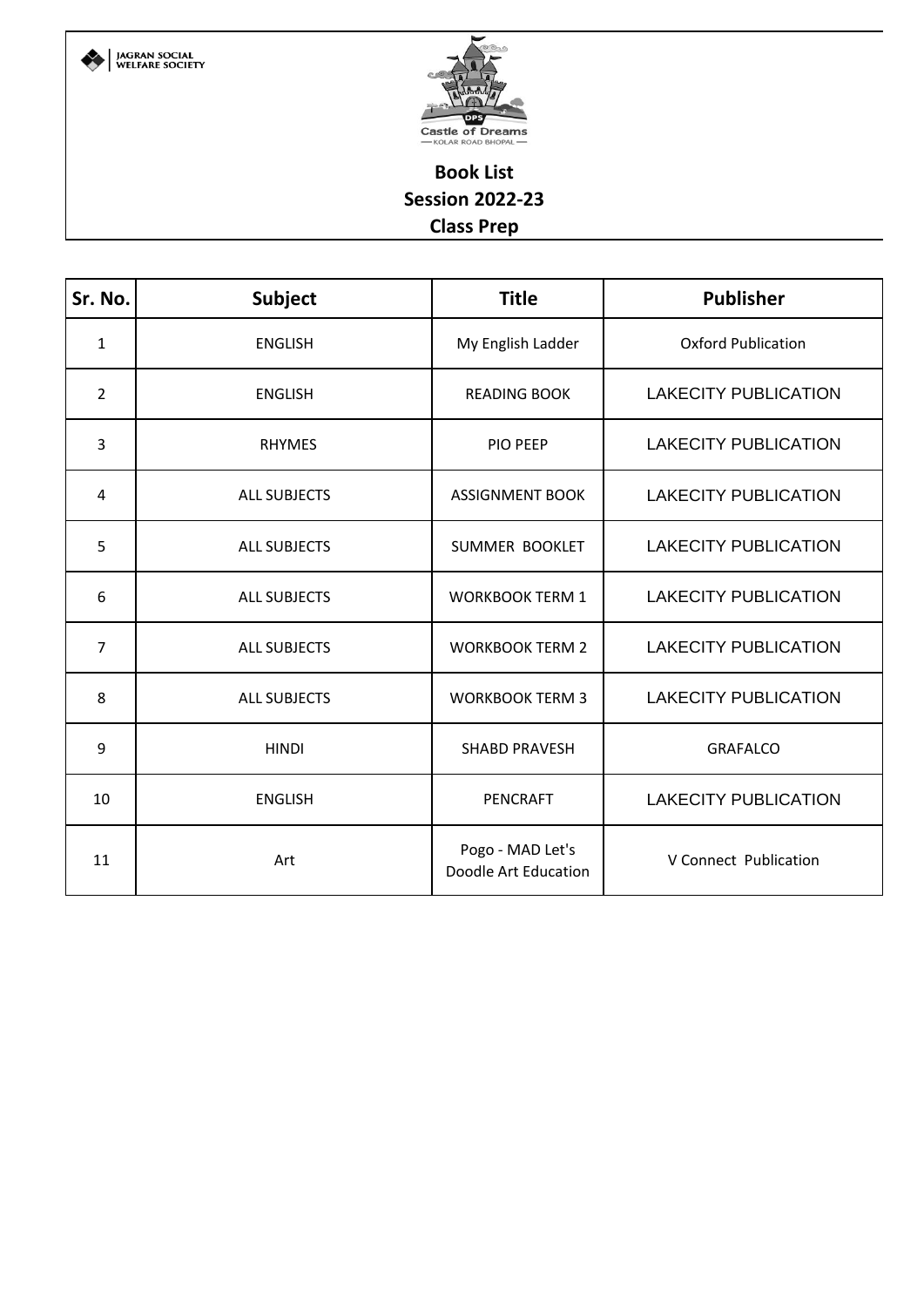JAGRAN SOCIAL WELFARE SOCIETY

Castle of Dreams
KOLAR ROAD BHOPAL

**Book List**
**Session 2022-23**
**Class Prep**

| Sr. No. | Subject | Title | Publisher |
|---|---|---|---|
| 1 | ENGLISH | My English Ladder | Oxford Publication |
| 2 | ENGLISH | READING BOOK | LAKECITY PUBLICATION |
| 3 | RHYMES | PIO PEEP | LAKECITY PUBLICATION |
| 4 | ALL SUBJECTS | ASSIGNMENT BOOK | LAKECITY PUBLICATION |
| 5 | ALL SUBJECTS | SUMMER BOOKLET | LAKECITY PUBLICATION |
| 6 | ALL SUBJECTS | WORKBOOK TERM 1 | LAKECITY PUBLICATION |
| 7 | ALL SUBJECTS | WORKBOOK TERM 2 | LAKECITY PUBLICATION |
| 8 | ALL SUBJECTS | WORKBOOK TERM 3 | LAKECITY PUBLICATION |
| 9 | HINDI | SHABD PRAVESH | GRAFALCO |
| 10 | ENGLISH | PENCRAFT | LAKECITY PUBLICATION |
| 11 | Art | Pogo - MAD Let's Doodle Art Education | V Connect Publication |